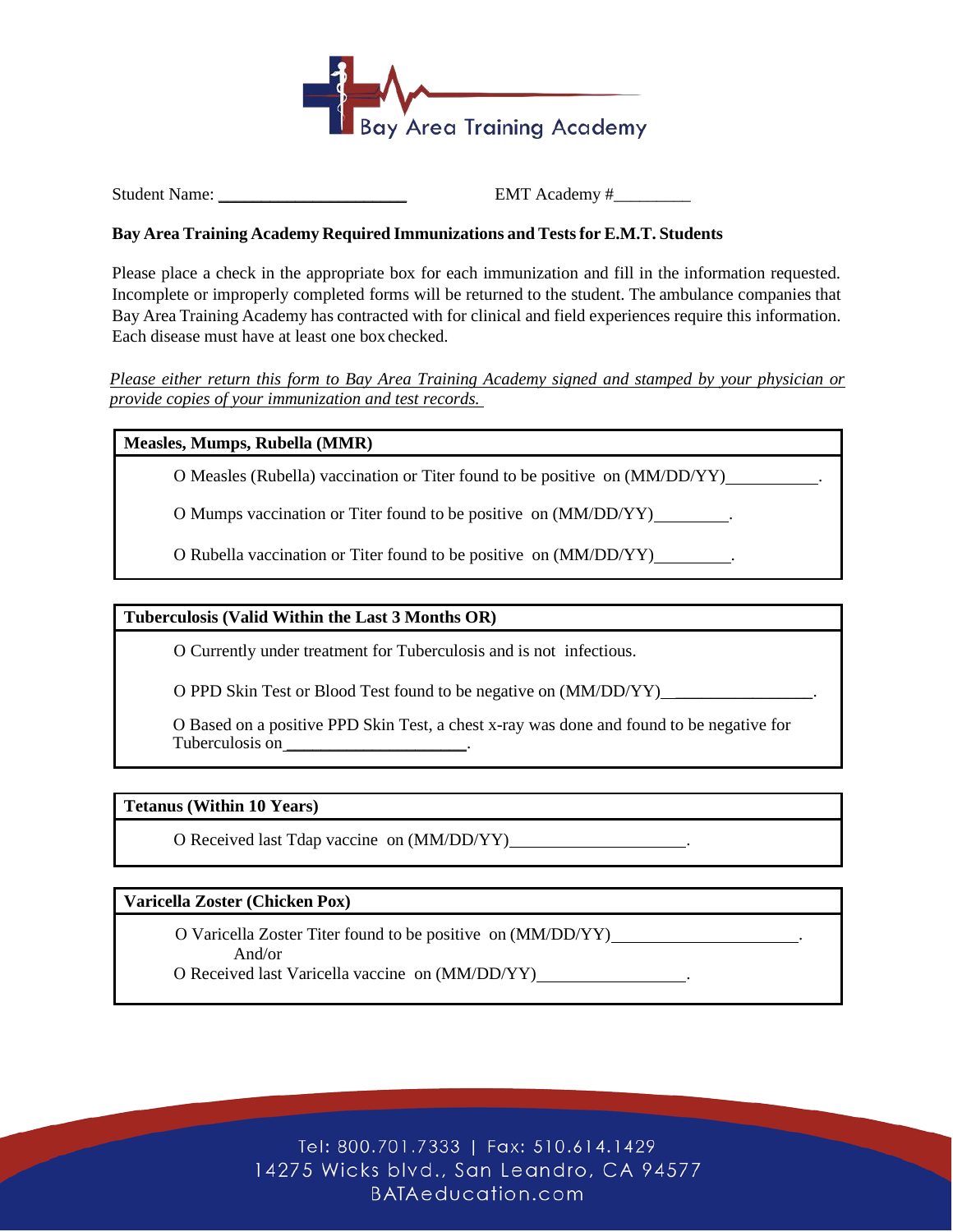Bay Area Training Academy

Student Name: ______________________ EMT Academy #_________

**Bay Area Training Academy Required Immunizations and Tests for E.M.T. Students**

Please place a check in the appropriate box for each immunization and fill in the information requested. Incomplete or improperly completed forms will be returned to the student. The ambulance companies that Bay Area Training Academy has contracted with for clinical and field experiences require this information. Each disease must have at least one box checked.

*Please either return this form to Bay Area Training Academy signed and stamped by your physician or provide copies of your immunization and test records.*

**Measles, Mumps, Rubella (MMR)**

O Measles (Rubella) vaccination or Titer found to be positive on (MM/DD/YY)___________.

O Mumps vaccination or Titer found to be positive on (MM/DD/YY)_________.

O Rubella vaccination or Titer found to be positive on (MM/DD/YY)_________.

**Tuberculosis (Valid Within the Last 3 Months OR)**

O Currently under treatment for Tuberculosis and is not infectious.

O PPD Skin Test or Blood Test found to be negative on (MM/DD/YY)_________________.

O Based on a positive PPD Skin Test, a chest x-ray was done and found to be negative for Tuberculosis on_____________________.

**Tetanus (Within 10 Years)**

O Received last Tdap vaccine on (MM/DD/YY)____________________.

**Varicella Zoster (Chicken Pox)**

O Varicella Zoster Titer found to be positive on (MM/DD/YY)_____________________.
And/or
O Received last Varicella vaccine on (MM/DD/YY)_________________.

Tel: 800.701.7333 | Fax: 510.614.1429
14275 Wicks blvd., San Leandro, CA 94577
BATAeducation.com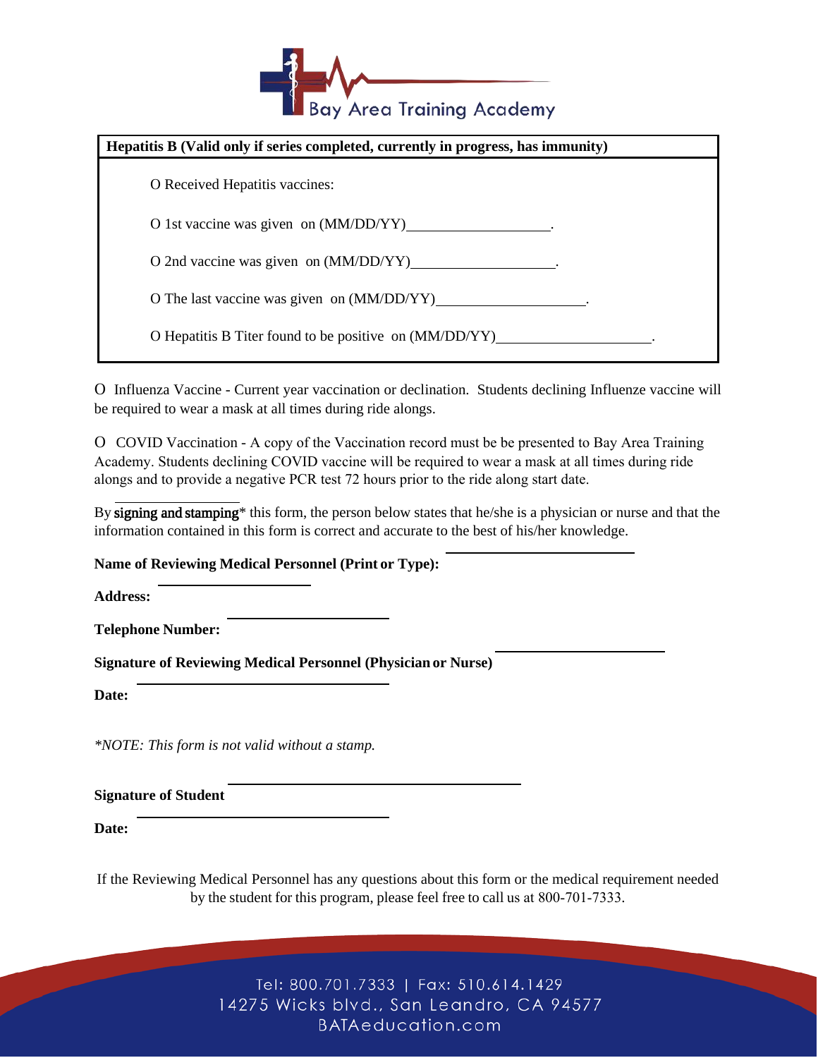Bay Area Training Academy

| **Hepatitis B (Valid only if series completed, currently in progress, has immunity)** |
|---|
| O Received Hepatitis vaccines:<br>O 1st vaccine was given on (MM/DD/YY)____________________.<br>O 2nd vaccine was given on (MM/DD/YY)____________________.<br>O The last vaccine was given on (MM/DD/YY)____________________.<br>O Hepatitis B Titer found to be positive on (MM/DD/YY)____________________. |

O Influenza Vaccine - Current year vaccination or declination. Students declining Influenze vaccine will be required to wear a mask at all times during ride alongs.

O COVID Vaccination - A copy of the Vaccination record must be be presented to Bay Area Training Academy. Students declining COVID vaccine will be required to wear a mask at all times during ride alongs and to provide a negative PCR test 72 hours prior to the ride along start date.

By signing and stamping* this form, the person below states that he/she is a physician or nurse and that the information contained in this form is correct and accurate to the best of his/her knowledge.

**Name of Reviewing Medical Personnel (Print or Type):** ____________________

**Address:** ____________________

**Telephone Number:** ____________________

**Signature of Reviewing Medical Personnel (Physician or Nurse)** ____________________

**Date:** ____________________

*\*NOTE: This form is not valid without a stamp.*

**Signature of Student** ____________________

**Date:** ____________________

If the Reviewing Medical Personnel has any questions about this form or the medical requirement needed by the student for this program, please feel free to call us at 800-701-7333.

Tel: 800.701.7333 | Fax: 510.614.1429
14275 Wicks blvd., San Leandro, CA 94577
BATAeducation.com